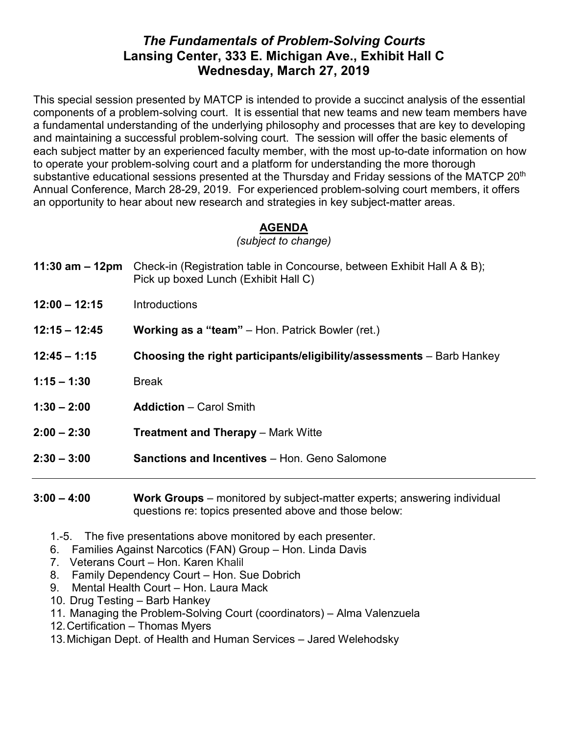# *The Fundamentals of Problem-Solving Courts*
## Lansing Center, 333 E. Michigan Ave., Exhibit Hall C
## Wednesday, March 27, 2019

This special session presented by MATCP is intended to provide a succinct analysis of the essential components of a problem-solving court. It is essential that new teams and new team members have a fundamental understanding of the underlying philosophy and processes that are key to developing and maintaining a successful problem-solving court. The session will offer the basic elements of each subject matter by an experienced faculty member, with the most up-to-date information on how to operate your problem-solving court and a platform for understanding the more thorough substantive educational sessions presented at the Thursday and Friday sessions of the MATCP 20th Annual Conference, March 28-29, 2019. For experienced problem-solving court members, it offers an opportunity to hear about new research and strategies in key subject-matter areas.

### AGENDA
*(subject to change)*

| | |
|---|---|
| **11:30 am – 12pm** | Check-in (Registration table in Concourse, between Exhibit Hall A & B); Pick up boxed Lunch (Exhibit Hall C) |
| **12:00 – 12:15** | Introductions |
| **12:15 – 12:45** | **Working as a "team"** – Hon. Patrick Bowler (ret.) |
| **12:45 – 1:15** | **Choosing the right participants/eligibility/assessments** – Barb Hankey |
| **1:15 – 1:30** | Break |
| **1:30 – 2:00** | **Addiction** – Carol Smith |
| **2:00 – 2:30** | **Treatment and Therapy** – Mark Witte |
| **2:30 – 3:00** | **Sanctions and Incentives** – Hon. Geno Salomone |

---

**3:00 – 4:00** **Work Groups** – monitored by subject-matter experts; answering individual questions re: topics presented above and those below:

1.-5. The five presentations above monitored by each presenter.
6. Families Against Narcotics (FAN) Group – Hon. Linda Davis
7. Veterans Court – Hon. Karen Khalil
8. Family Dependency Court – Hon. Sue Dobrich
9. Mental Health Court – Hon. Laura Mack
10. Drug Testing – Barb Hankey
11. Managing the Problem-Solving Court (coordinators) – Alma Valenzuela
12. Certification – Thomas Myers
13. Michigan Dept. of Health and Human Services – Jared Welehodsky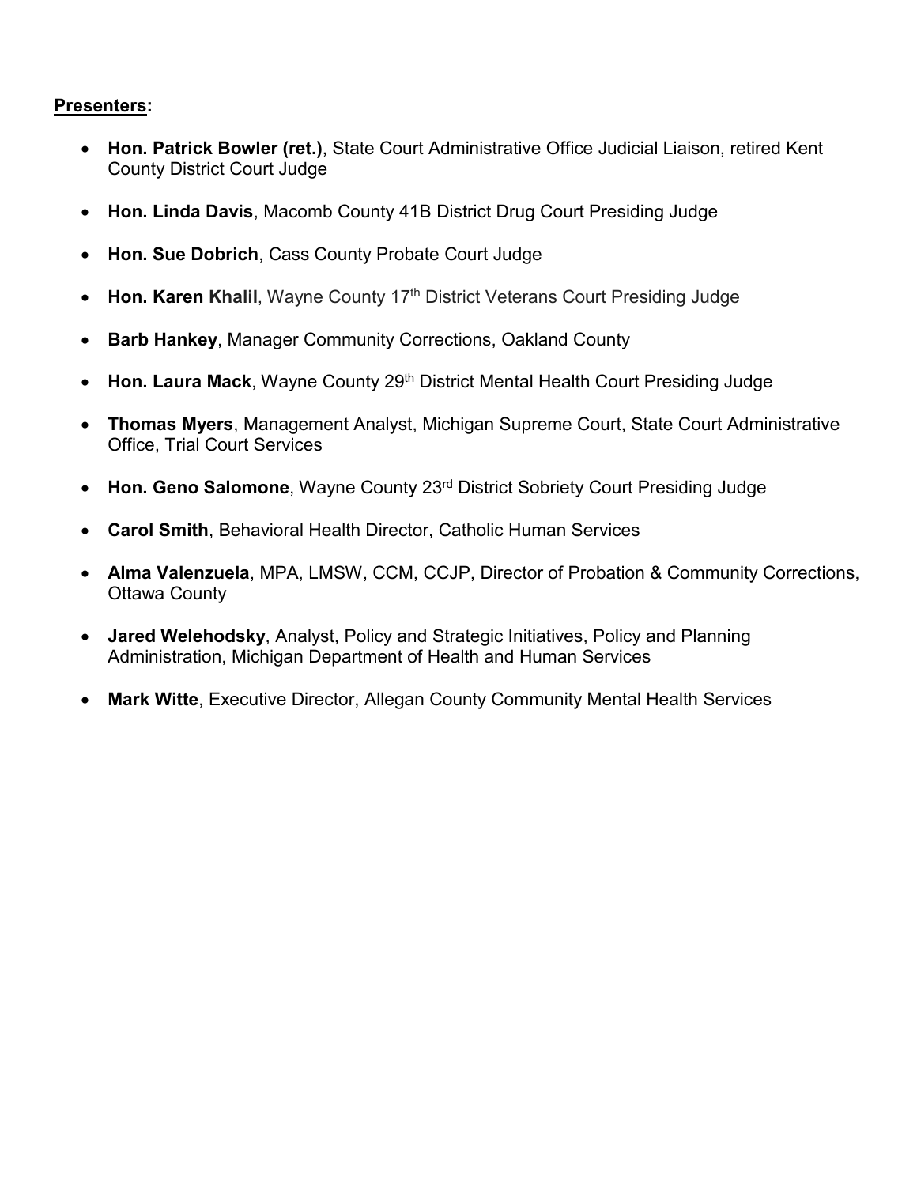**Presenters:**

- **Hon. Patrick Bowler (ret.)**, State Court Administrative Office Judicial Liaison, retired Kent County District Court Judge
- **Hon. Linda Davis**, Macomb County 41B District Drug Court Presiding Judge
- **Hon. Sue Dobrich**, Cass County Probate Court Judge
- **Hon. Karen Khalil**, Wayne County 17th District Veterans Court Presiding Judge
- **Barb Hankey**, Manager Community Corrections, Oakland County
- **Hon. Laura Mack**, Wayne County 29th District Mental Health Court Presiding Judge
- **Thomas Myers**, Management Analyst, Michigan Supreme Court, State Court Administrative Office, Trial Court Services
- **Hon. Geno Salomone**, Wayne County 23rd District Sobriety Court Presiding Judge
- **Carol Smith**, Behavioral Health Director, Catholic Human Services
- **Alma Valenzuela**, MPA, LMSW, CCM, CCJP, Director of Probation & Community Corrections, Ottawa County
- **Jared Welehodsky**, Analyst, Policy and Strategic Initiatives, Policy and Planning Administration, Michigan Department of Health and Human Services
- **Mark Witte**, Executive Director, Allegan County Community Mental Health Services